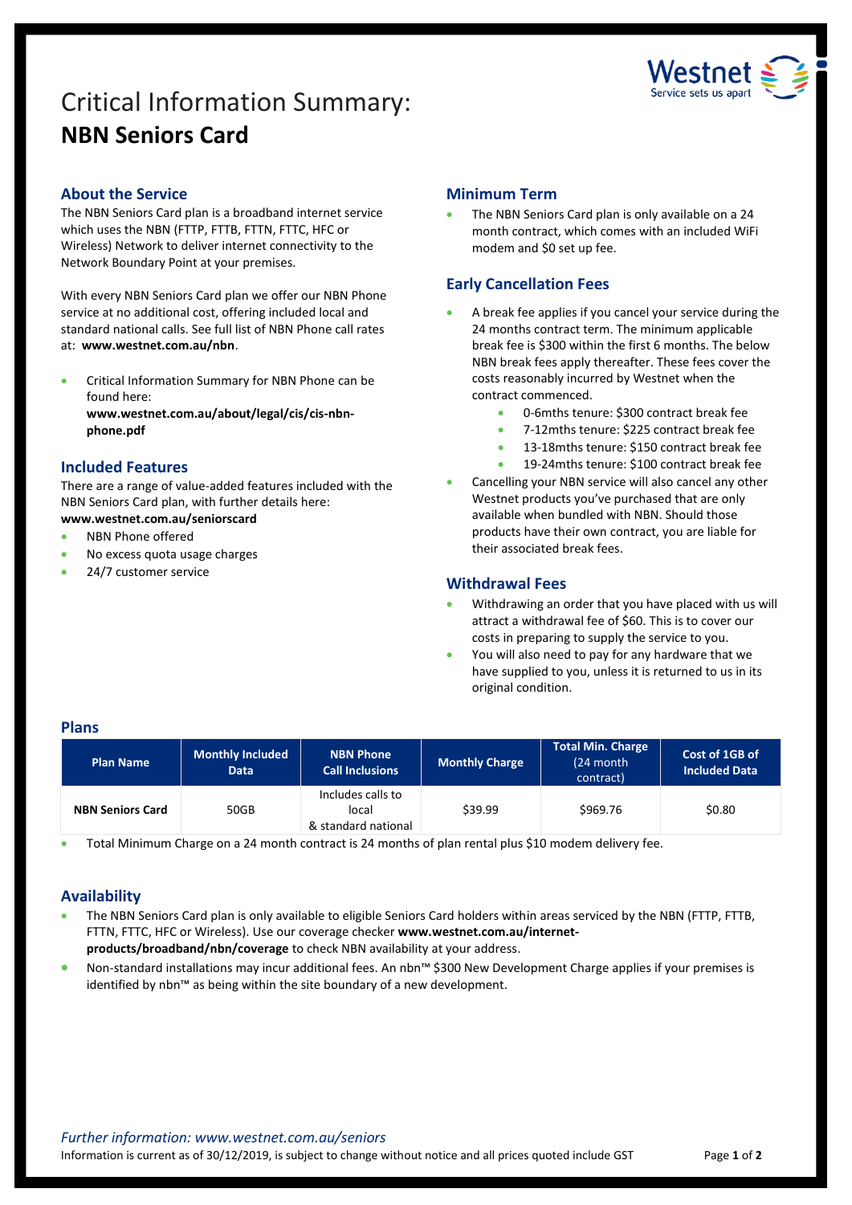# Critical Information Summary:
# **NBN Seniors Card**

## About the Service

The NBN Seniors Card plan is a broadband internet service which uses the NBN (FTTP, FTTB, FTTN, FTTC, HFC or Wireless) Network to deliver internet connectivity to the Network Boundary Point at your premises.

With every NBN Seniors Card plan we offer our NBN Phone service at no additional cost, offering included local and standard national calls. See full list of NBN Phone call rates at: **www.westnet.com.au/nbn**.

- Critical Information Summary for NBN Phone can be found here: **www.westnet.com.au/about/legal/cis/cis-nbn-phone.pdf**

## Included Features

There are a range of value-added features included with the NBN Seniors Card plan, with further details here: **www.westnet.com.au/seniorscard**

- NBN Phone offered
- No excess quota usage charges
- 24/7 customer service

## Minimum Term

- The NBN Seniors Card plan is only available on a 24 month contract, which comes with an included WiFi modem and $0 set up fee.

## Early Cancellation Fees

- A break fee applies if you cancel your service during the 24 months contract term. The minimum applicable break fee is $300 within the first 6 months. The below NBN break fees apply thereafter. These fees cover the costs reasonably incurred by Westnet when the contract commenced.
  - 0-6mths tenure: $300 contract break fee
  - 7-12mths tenure: $225 contract break fee
  - 13-18mths tenure: $150 contract break fee
  - 19-24mths tenure: $100 contract break fee
- Cancelling your NBN service will also cancel any other Westnet products you've purchased that are only available when bundled with NBN. Should those products have their own contract, you are liable for their associated break fees.

## Withdrawal Fees

- Withdrawing an order that you have placed with us will attract a withdrawal fee of $60. This is to cover our costs in preparing to supply the service to you.
- You will also need to pay for any hardware that we have supplied to you, unless it is returned to us in its original condition.

## Plans

| Plan Name | Monthly Included Data | NBN Phone Call Inclusions | Monthly Charge | Total Min. Charge (24 month contract) | Cost of 1GB of Included Data |
|---|---|---|---|---|---|
| **NBN Seniors Card** | 50GB | Includes calls to local & standard national | $39.99 | $969.76 | $0.80 |

- Total Minimum Charge on a 24 month contract is 24 months of plan rental plus $10 modem delivery fee.

## Availability

- The NBN Seniors Card plan is only available to eligible Seniors Card holders within areas serviced by the NBN (FTTP, FTTB, FTTN, FTTC, HFC or Wireless). Use our coverage checker **www.westnet.com.au/internet-products/broadband/nbn/coverage** to check NBN availability at your address.
- Non-standard installations may incur additional fees. An nbn™ $300 New Development Charge applies if your premises is identified by nbn™ as being within the site boundary of a new development.

*Further information: www.westnet.com.au/seniors*

Information is current as of 30/12/2019, is subject to change without notice and all prices quoted include GST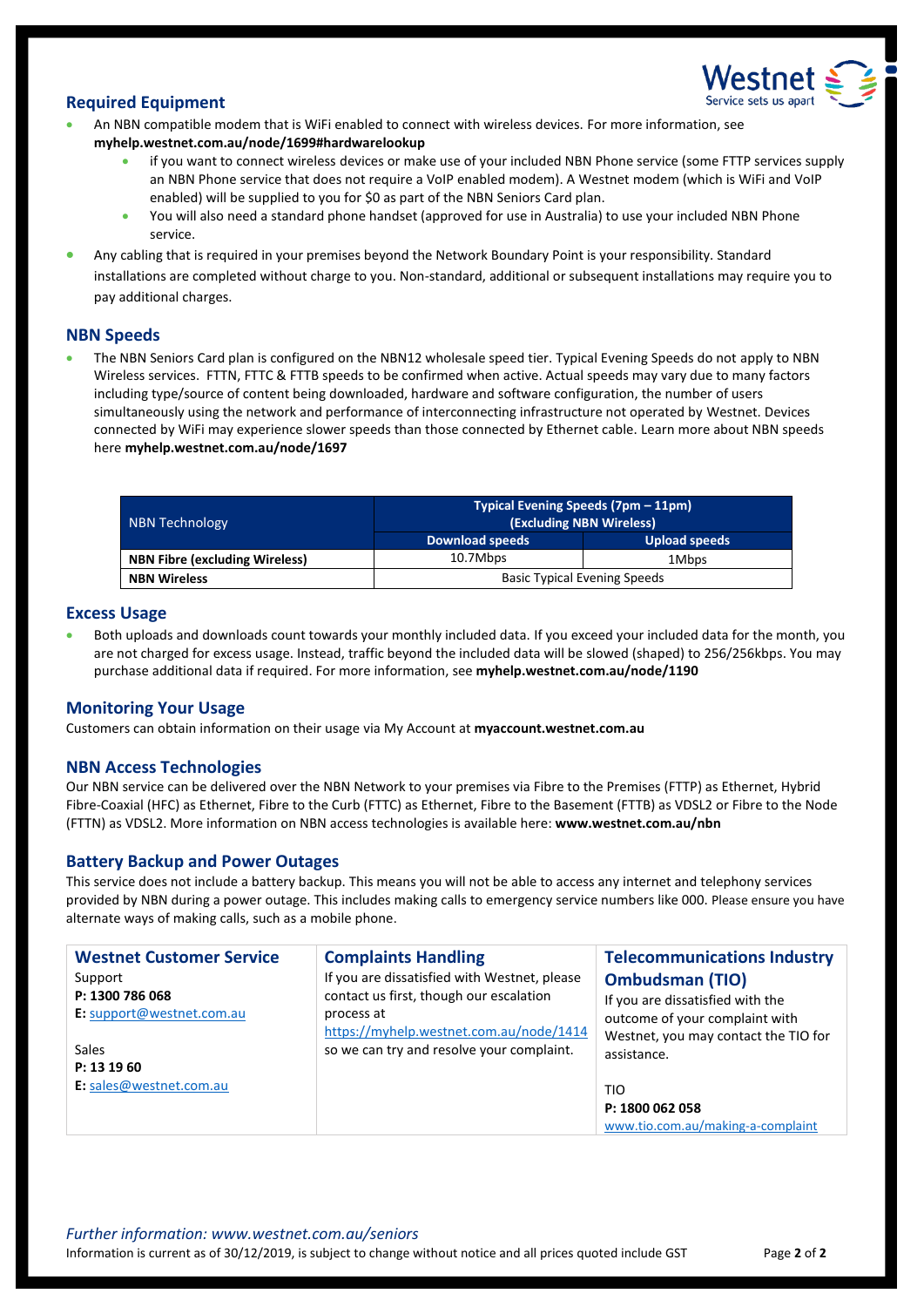## Required Equipment

- An NBN compatible modem that is WiFi enabled to connect with wireless devices. For more information, see **myhelp.westnet.com.au/node/1699#hardwarelookup**
    - if you want to connect wireless devices or make use of your included NBN Phone service (some FTTP services supply an NBN Phone service that does not require a VoIP enabled modem). A Westnet modem (which is WiFi and VoIP enabled) will be supplied to you for $0 as part of the NBN Seniors Card plan.
    - You will also need a standard phone handset (approved for use in Australia) to use your included NBN Phone service.
- Any cabling that is required in your premises beyond the Network Boundary Point is your responsibility. Standard installations are completed without charge to you. Non-standard, additional or subsequent installations may require you to pay additional charges.

## NBN Speeds

- The NBN Seniors Card plan is configured on the NBN12 wholesale speed tier. Typical Evening Speeds do not apply to NBN Wireless services. FTTN, FTTC & FTTB speeds to be confirmed when active. Actual speeds may vary due to many factors including type/source of content being downloaded, hardware and software configuration, the number of users simultaneously using the network and performance of interconnecting infrastructure not operated by Westnet. Devices connected by WiFi may experience slower speeds than those connected by Ethernet cable. Learn more about NBN speeds here **myhelp.westnet.com.au/node/1697**

| NBN Technology | Typical Evening Speeds (7pm – 11pm) (Excluding NBN Wireless) | |
|---|---|---|
| | **Download speeds** | **Upload speeds** |
| **NBN Fibre (excluding Wireless)** | 10.7Mbps | 1Mbps |
| **NBN Wireless** | Basic Typical Evening Speeds | |

## Excess Usage

- Both uploads and downloads count towards your monthly included data. If you exceed your included data for the month, you are not charged for excess usage. Instead, traffic beyond the included data will be slowed (shaped) to 256/256kbps. You may purchase additional data if required. For more information, see **myhelp.westnet.com.au/node/1190**

## Monitoring Your Usage

Customers can obtain information on their usage via My Account at **myaccount.westnet.com.au**

## NBN Access Technologies

Our NBN service can be delivered over the NBN Network to your premises via Fibre to the Premises (FTTP) as Ethernet, Hybrid Fibre-Coaxial (HFC) as Ethernet, Fibre to the Curb (FTTC) as Ethernet, Fibre to the Basement (FTTB) as VDSL2 or Fibre to the Node (FTTN) as VDSL2. More information on NBN access technologies is available here: **www.westnet.com.au/nbn**

## Battery Backup and Power Outages

This service does not include a battery backup. This means you will not be able to access any internet and telephony services provided by NBN during a power outage. This includes making calls to emergency service numbers like 000. Please ensure you have alternate ways of making calls, such as a mobile phone.

### Westnet Customer Service

Support
**P: 1300 786 068**
**E:** support@westnet.com.au

Sales
**P: 13 19 60**
**E:** sales@westnet.com.au

### Complaints Handling

If you are dissatisfied with Westnet, please contact us first, though our escalation process at https://myhelp.westnet.com.au/node/1414 so we can try and resolve your complaint.

### Telecommunications Industry Ombudsman (TIO)

If you are dissatisfied with the outcome of your complaint with Westnet, you may contact the TIO for assistance.

TIO
**P: 1800 062 058**
www.tio.com.au/making-a-complaint

*Further information: www.westnet.com.au/seniors*

Information is current as of 30/12/2019, is subject to change without notice and all prices quoted include GST